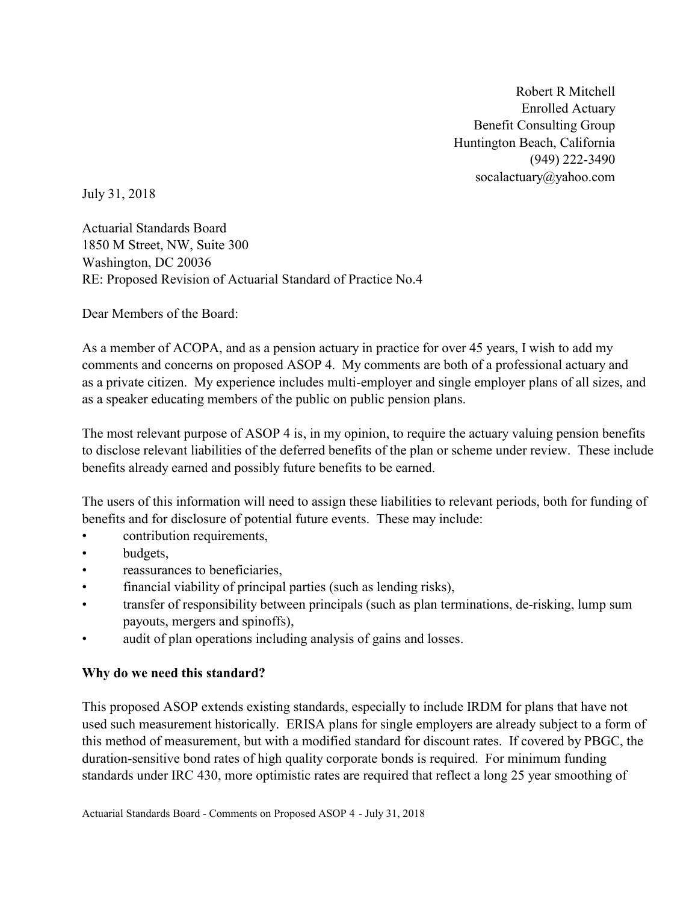Robert R Mitchell
Enrolled Actuary
Benefit Consulting Group
Huntington Beach, California
(949) 222-3490
socalactuary@yahoo.com

July 31, 2018

Actuarial Standards Board
1850 M Street, NW, Suite 300
Washington, DC 20036
RE: Proposed Revision of Actuarial Standard of Practice No.4

Dear Members of the Board:

As a member of ACOPA, and as a pension actuary in practice for over 45 years, I wish to add my comments and concerns on proposed ASOP 4. My comments are both of a professional actuary and as a private citizen. My experience includes multi-employer and single employer plans of all sizes, and as a speaker educating members of the public on public pension plans.

The most relevant purpose of ASOP 4 is, in my opinion, to require the actuary valuing pension benefits to disclose relevant liabilities of the deferred benefits of the plan or scheme under review. These include benefits already earned and possibly future benefits to be earned.

The users of this information will need to assign these liabilities to relevant periods, both for funding of benefits and for disclosure of potential future events. These may include:

- contribution requirements,
- budgets,
- reassurances to beneficiaries,
- financial viability of principal parties (such as lending risks),
- transfer of responsibility between principals (such as plan terminations, de-risking, lump sum payouts, mergers and spinoffs),
- audit of plan operations including analysis of gains and losses.

**Why do we need this standard?**

This proposed ASOP extends existing standards, especially to include IRDM for plans that have not used such measurement historically. ERISA plans for single employers are already subject to a form of this method of measurement, but with a modified standard for discount rates. If covered by PBGC, the duration-sensitive bond rates of high quality corporate bonds is required. For minimum funding standards under IRC 430, more optimistic rates are required that reflect a long 25 year smoothing of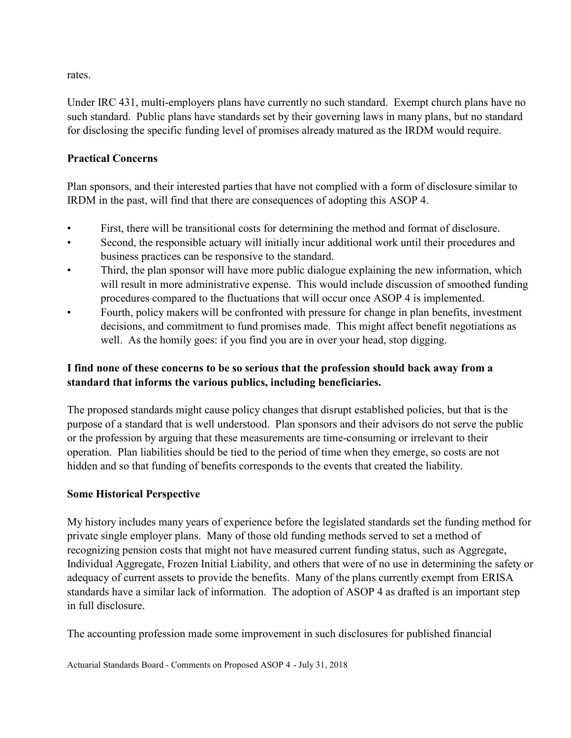rates.

Under IRC 431, multi-employers plans have currently no such standard. Exempt church plans have no such standard. Public plans have standards set by their governing laws in many plans, but no standard for disclosing the specific funding level of promises already matured as the IRDM would require.

**Practical Concerns**

Plan sponsors, and their interested parties that have not complied with a form of disclosure similar to IRDM in the past, will find that there are consequences of adopting this ASOP 4.

- First, there will be transitional costs for determining the method and format of disclosure.
- Second, the responsible actuary will initially incur additional work until their procedures and business practices can be responsive to the standard.
- Third, the plan sponsor will have more public dialogue explaining the new information, which will result in more administrative expense. This would include discussion of smoothed funding procedures compared to the fluctuations that will occur once ASOP 4 is implemented.
- Fourth, policy makers will be confronted with pressure for change in plan benefits, investment decisions, and commitment to fund promises made. This might affect benefit negotiations as well. As the homily goes: if you find you are in over your head, stop digging.

**I find none of these concerns to be so serious that the profession should back away from a standard that informs the various publics, including beneficiaries.**

The proposed standards might cause policy changes that disrupt established policies, but that is the purpose of a standard that is well understood. Plan sponsors and their advisors do not serve the public or the profession by arguing that these measurements are time-consuming or irrelevant to their operation. Plan liabilities should be tied to the period of time when they emerge, so costs are not hidden and so that funding of benefits corresponds to the events that created the liability.

**Some Historical Perspective**

My history includes many years of experience before the legislated standards set the funding method for private single employer plans. Many of those old funding methods served to set a method of recognizing pension costs that might not have measured current funding status, such as Aggregate, Individual Aggregate, Frozen Initial Liability, and others that were of no use in determining the safety or adequacy of current assets to provide the benefits. Many of the plans currently exempt from ERISA standards have a similar lack of information. The adoption of ASOP 4 as drafted is an important step in full disclosure.

The accounting profession made some improvement in such disclosures for published financial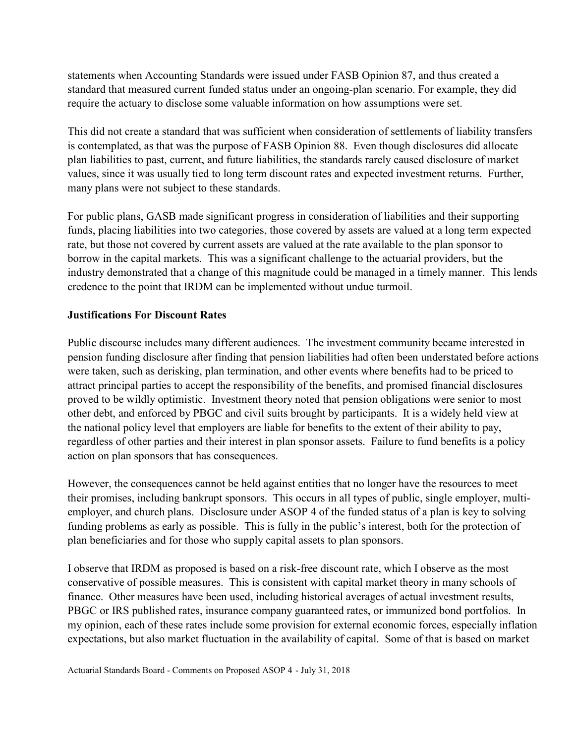statements when Accounting Standards were issued under FASB Opinion 87, and thus created a standard that measured current funded status under an ongoing-plan scenario. For example, they did require the actuary to disclose some valuable information on how assumptions were set.

This did not create a standard that was sufficient when consideration of settlements of liability transfers is contemplated, as that was the purpose of FASB Opinion 88. Even though disclosures did allocate plan liabilities to past, current, and future liabilities, the standards rarely caused disclosure of market values, since it was usually tied to long term discount rates and expected investment returns. Further, many plans were not subject to these standards.

For public plans, GASB made significant progress in consideration of liabilities and their supporting funds, placing liabilities into two categories, those covered by assets are valued at a long term expected rate, but those not covered by current assets are valued at the rate available to the plan sponsor to borrow in the capital markets. This was a significant challenge to the actuarial providers, but the industry demonstrated that a change of this magnitude could be managed in a timely manner. This lends credence to the point that IRDM can be implemented without undue turmoil.

**Justifications For Discount Rates**

Public discourse includes many different audiences. The investment community became interested in pension funding disclosure after finding that pension liabilities had often been understated before actions were taken, such as derisking, plan termination, and other events where benefits had to be priced to attract principal parties to accept the responsibility of the benefits, and promised financial disclosures proved to be wildly optimistic. Investment theory noted that pension obligations were senior to most other debt, and enforced by PBGC and civil suits brought by participants. It is a widely held view at the national policy level that employers are liable for benefits to the extent of their ability to pay, regardless of other parties and their interest in plan sponsor assets. Failure to fund benefits is a policy action on plan sponsors that has consequences.

However, the consequences cannot be held against entities that no longer have the resources to meet their promises, including bankrupt sponsors. This occurs in all types of public, single employer, multi-employer, and church plans. Disclosure under ASOP 4 of the funded status of a plan is key to solving funding problems as early as possible. This is fully in the public's interest, both for the protection of plan beneficiaries and for those who supply capital assets to plan sponsors.

I observe that IRDM as proposed is based on a risk-free discount rate, which I observe as the most conservative of possible measures. This is consistent with capital market theory in many schools of finance. Other measures have been used, including historical averages of actual investment results, PBGC or IRS published rates, insurance company guaranteed rates, or immunized bond portfolios. In my opinion, each of these rates include some provision for external economic forces, especially inflation expectations, but also market fluctuation in the availability of capital. Some of that is based on market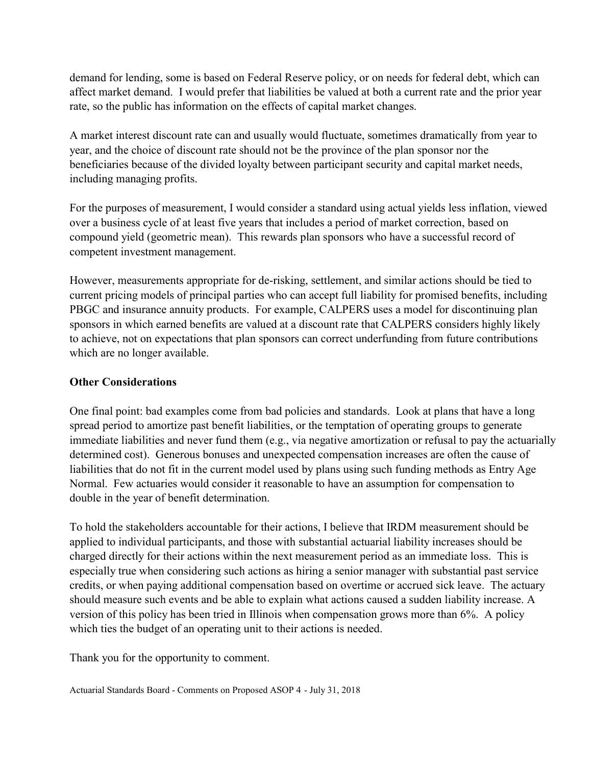demand for lending, some is based on Federal Reserve policy, or on needs for federal debt, which can affect market demand. I would prefer that liabilities be valued at both a current rate and the prior year rate, so the public has information on the effects of capital market changes.

A market interest discount rate can and usually would fluctuate, sometimes dramatically from year to year, and the choice of discount rate should not be the province of the plan sponsor nor the beneficiaries because of the divided loyalty between participant security and capital market needs, including managing profits.

For the purposes of measurement, I would consider a standard using actual yields less inflation, viewed over a business cycle of at least five years that includes a period of market correction, based on compound yield (geometric mean). This rewards plan sponsors who have a successful record of competent investment management.

However, measurements appropriate for de-risking, settlement, and similar actions should be tied to current pricing models of principal parties who can accept full liability for promised benefits, including PBGC and insurance annuity products. For example, CALPERS uses a model for discontinuing plan sponsors in which earned benefits are valued at a discount rate that CALPERS considers highly likely to achieve, not on expectations that plan sponsors can correct underfunding from future contributions which are no longer available.

**Other Considerations**

One final point: bad examples come from bad policies and standards. Look at plans that have a long spread period to amortize past benefit liabilities, or the temptation of operating groups to generate immediate liabilities and never fund them (e.g., via negative amortization or refusal to pay the actuarially determined cost). Generous bonuses and unexpected compensation increases are often the cause of liabilities that do not fit in the current model used by plans using such funding methods as Entry Age Normal. Few actuaries would consider it reasonable to have an assumption for compensation to double in the year of benefit determination.

To hold the stakeholders accountable for their actions, I believe that IRDM measurement should be applied to individual participants, and those with substantial actuarial liability increases should be charged directly for their actions within the next measurement period as an immediate loss. This is especially true when considering such actions as hiring a senior manager with substantial past service credits, or when paying additional compensation based on overtime or accrued sick leave. The actuary should measure such events and be able to explain what actions caused a sudden liability increase. A version of this policy has been tried in Illinois when compensation grows more than 6%. A policy which ties the budget of an operating unit to their actions is needed.

Thank you for the opportunity to comment.